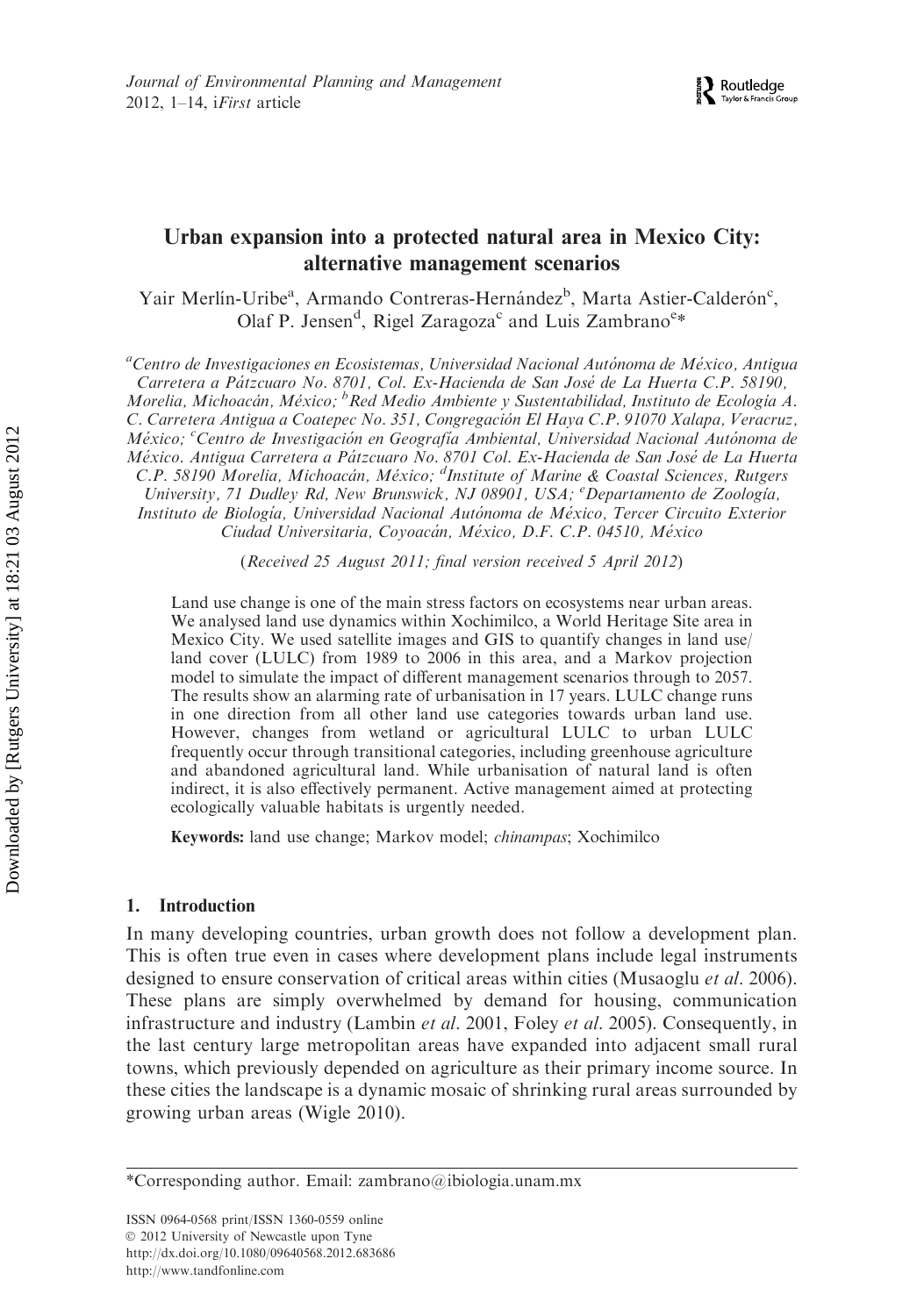# Urban expansion into a protected natural area in Mexico City: alternative management scenarios

Yair Merlín-Uribe[a], Armando Contreras-Hernández[b], Marta Astier-Calderón[c], Olaf P. Jensen[d], Rigel Zaragoza[c] and Luis Zambrano[e]*

[a]*Centro de Investigaciones en Ecosistemas, Universidad Nacional Autónoma de México, Antigua Carretera a Pátzcuaro No. 8701, Col. Ex-Hacienda de San José de La Huerta C.P. 58190, Morelia, Michoacán, México;* [b]*Red Medio Ambiente y Sustentabilidad, Instituto de Ecología A. C. Carretera Antigua a Coatepec No. 351, Congregación El Haya C.P. 91070 Xalapa, Veracruz, México;* [c]*Centro de Investigación en Geografía Ambiental, Universidad Nacional Autónoma de México. Antigua Carretera a Pátzcuaro No. 8701 Col. Ex-Hacienda de San José de La Huerta C.P. 58190 Morelia, Michoacán, México;* [d]*Institute of Marine & Coastal Sciences, Rutgers University, 71 Dudley Rd, New Brunswick, NJ 08901, USA;* [e]*Departamento de Zoología, Instituto de Biología, Universidad Nacional Autónoma de México, Tercer Circuito Exterior Ciudad Universitaria, Coyoacán, México, D.F. C.P. 04510, México*

(*Received 25 August 2011; final version received 5 April 2012*)

Land use change is one of the main stress factors on ecosystems near urban areas. We analysed land use dynamics within Xochimilco, a World Heritage Site area in Mexico City. We used satellite images and GIS to quantify changes in land use/land cover (LULC) from 1989 to 2006 in this area, and a Markov projection model to simulate the impact of different management scenarios through to 2057. The results show an alarming rate of urbanisation in 17 years. LULC change runs in one direction from all other land use categories towards urban land use. However, changes from wetland or agricultural LULC to urban LULC frequently occur through transitional categories, including greenhouse agriculture and abandoned agricultural land. While urbanisation of natural land is often indirect, it is also effectively permanent. Active management aimed at protecting ecologically valuable habitats is urgently needed.

**Keywords:** land use change; Markov model; *chinampas*; Xochimilco

## 1. Introduction

In many developing countries, urban growth does not follow a development plan. This is often true even in cases where development plans include legal instruments designed to ensure conservation of critical areas within cities (Musaoglu *et al*. 2006). These plans are simply overwhelmed by demand for housing, communication infrastructure and industry (Lambin *et al*. 2001, Foley *et al*. 2005). Consequently, in the last century large metropolitan areas have expanded into adjacent small rural towns, which previously depended on agriculture as their primary income source. In these cities the landscape is a dynamic mosaic of shrinking rural areas surrounded by growing urban areas (Wigle 2010).

*Corresponding author. Email: zambrano@ibiologia.unam.mx

ISSN 0964-0568 print/ISSN 1360-0559 online
© 2012 University of Newcastle upon Tyne
http://dx.doi.org/10.1080/09640568.2012.683686
http://www.tandfonline.com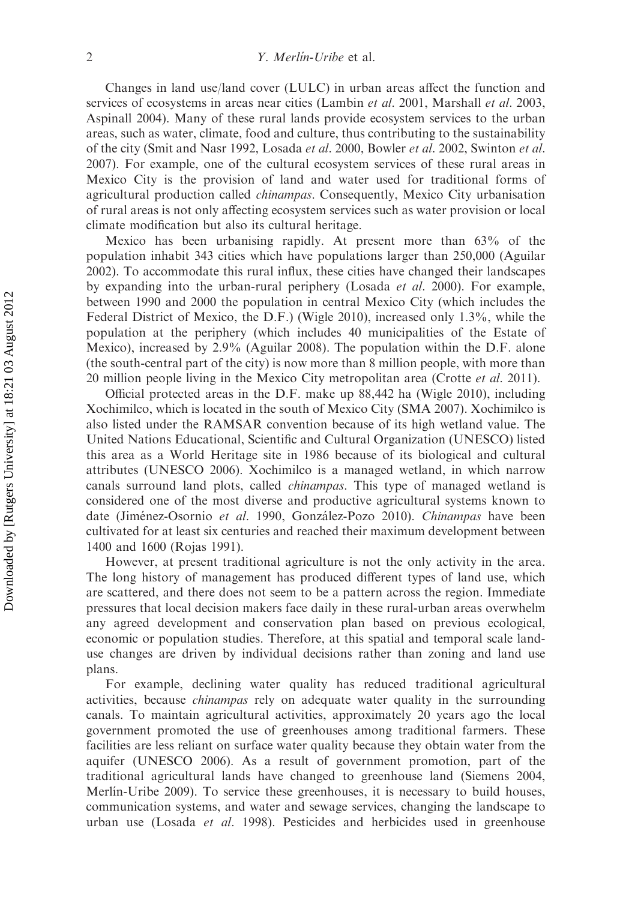Changes in land use/land cover (LULC) in urban areas affect the function and services of ecosystems in areas near cities (Lambin *et al.* 2001, Marshall *et al.* 2003, Aspinall 2004). Many of these rural lands provide ecosystem services to the urban areas, such as water, climate, food and culture, thus contributing to the sustainability of the city (Smit and Nasr 1992, Losada *et al.* 2000, Bowler *et al.* 2002, Swinton *et al.* 2007). For example, one of the cultural ecosystem services of these rural areas in Mexico City is the provision of land and water used for traditional forms of agricultural production called *chinampas*. Consequently, Mexico City urbanisation of rural areas is not only affecting ecosystem services such as water provision or local climate modification but also its cultural heritage.

Mexico has been urbanising rapidly. At present more than 63% of the population inhabit 343 cities which have populations larger than 250,000 (Aguilar 2002). To accommodate this rural influx, these cities have changed their landscapes by expanding into the urban-rural periphery (Losada *et al.* 2000). For example, between 1990 and 2000 the population in central Mexico City (which includes the Federal District of Mexico, the D.F.) (Wigle 2010), increased only 1.3%, while the population at the periphery (which includes 40 municipalities of the Estate of Mexico), increased by 2.9% (Aguilar 2008). The population within the D.F. alone (the south-central part of the city) is now more than 8 million people, with more than 20 million people living in the Mexico City metropolitan area (Crotte *et al.* 2011).

Official protected areas in the D.F. make up 88,442 ha (Wigle 2010), including Xochimilco, which is located in the south of Mexico City (SMA 2007). Xochimilco is also listed under the RAMSAR convention because of its high wetland value. The United Nations Educational, Scientific and Cultural Organization (UNESCO) listed this area as a World Heritage site in 1986 because of its biological and cultural attributes (UNESCO 2006). Xochimilco is a managed wetland, in which narrow canals surround land plots, called *chinampas*. This type of managed wetland is considered one of the most diverse and productive agricultural systems known to date (Jiménez-Osornio *et al.* 1990, González-Pozo 2010). *Chinampas* have been cultivated for at least six centuries and reached their maximum development between 1400 and 1600 (Rojas 1991).

However, at present traditional agriculture is not the only activity in the area. The long history of management has produced different types of land use, which are scattered, and there does not seem to be a pattern across the region. Immediate pressures that local decision makers face daily in these rural-urban areas overwhelm any agreed development and conservation plan based on previous ecological, economic or population studies. Therefore, at this spatial and temporal scale land-use changes are driven by individual decisions rather than zoning and land use plans.

For example, declining water quality has reduced traditional agricultural activities, because *chinampas* rely on adequate water quality in the surrounding canals. To maintain agricultural activities, approximately 20 years ago the local government promoted the use of greenhouses among traditional farmers. These facilities are less reliant on surface water quality because they obtain water from the aquifer (UNESCO 2006). As a result of government promotion, part of the traditional agricultural lands have changed to greenhouse land (Siemens 2004, Merlín-Uribe 2009). To service these greenhouses, it is necessary to build houses, communication systems, and water and sewage services, changing the landscape to urban use (Losada *et al.* 1998). Pesticides and herbicides used in greenhouse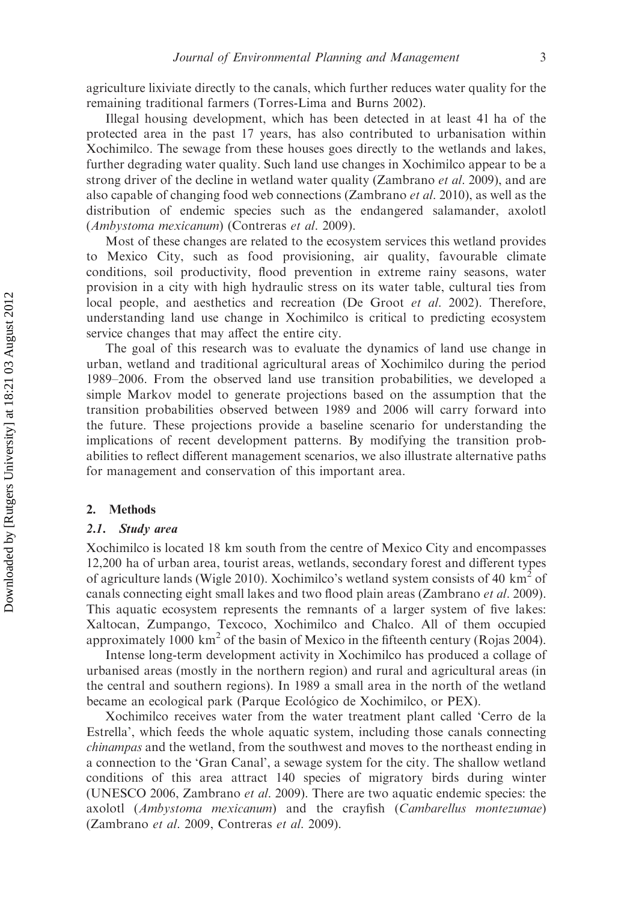agriculture lixiviate directly to the canals, which further reduces water quality for the remaining traditional farmers (Torres-Lima and Burns 2002).

Illegal housing development, which has been detected in at least 41 ha of the protected area in the past 17 years, has also contributed to urbanisation within Xochimilco. The sewage from these houses goes directly to the wetlands and lakes, further degrading water quality. Such land use changes in Xochimilco appear to be a strong driver of the decline in wetland water quality (Zambrano *et al*. 2009), and are also capable of changing food web connections (Zambrano *et al*. 2010), as well as the distribution of endemic species such as the endangered salamander, axolotl (*Ambystoma mexicanum*) (Contreras *et al*. 2009).

Most of these changes are related to the ecosystem services this wetland provides to Mexico City, such as food provisioning, air quality, favourable climate conditions, soil productivity, flood prevention in extreme rainy seasons, water provision in a city with high hydraulic stress on its water table, cultural ties from local people, and aesthetics and recreation (De Groot *et al*. 2002). Therefore, understanding land use change in Xochimilco is critical to predicting ecosystem service changes that may affect the entire city.

The goal of this research was to evaluate the dynamics of land use change in urban, wetland and traditional agricultural areas of Xochimilco during the period 1989–2006. From the observed land use transition probabilities, we developed a simple Markov model to generate projections based on the assumption that the transition probabilities observed between 1989 and 2006 will carry forward into the future. These projections provide a baseline scenario for understanding the implications of recent development patterns. By modifying the transition probabilities to reflect different management scenarios, we also illustrate alternative paths for management and conservation of this important area.

## 2. Methods

### 2.1. *Study area*

Xochimilco is located 18 km south from the centre of Mexico City and encompasses 12,200 ha of urban area, tourist areas, wetlands, secondary forest and different types of agriculture lands (Wigle 2010). Xochimilco's wetland system consists of 40 km$^2$ of canals connecting eight small lakes and two flood plain areas (Zambrano *et al*. 2009). This aquatic ecosystem represents the remnants of a larger system of five lakes: Xaltocan, Zumpango, Texcoco, Xochimilco and Chalco. All of them occupied approximately 1000 km$^2$ of the basin of Mexico in the fifteenth century (Rojas 2004).

Intense long-term development activity in Xochimilco has produced a collage of urbanised areas (mostly in the northern region) and rural and agricultural areas (in the central and southern regions). In 1989 a small area in the north of the wetland became an ecological park (Parque Ecológico de Xochimilco, or PEX).

Xochimilco receives water from the water treatment plant called 'Cerro de la Estrella', which feeds the whole aquatic system, including those canals connecting *chinampas* and the wetland, from the southwest and moves to the northeast ending in a connection to the 'Gran Canal', a sewage system for the city. The shallow wetland conditions of this area attract 140 species of migratory birds during winter (UNESCO 2006, Zambrano *et al*. 2009). There are two aquatic endemic species: the axolotl (*Ambystoma mexicanum*) and the crayfish (*Cambarellus montezumae*) (Zambrano *et al*. 2009, Contreras *et al*. 2009).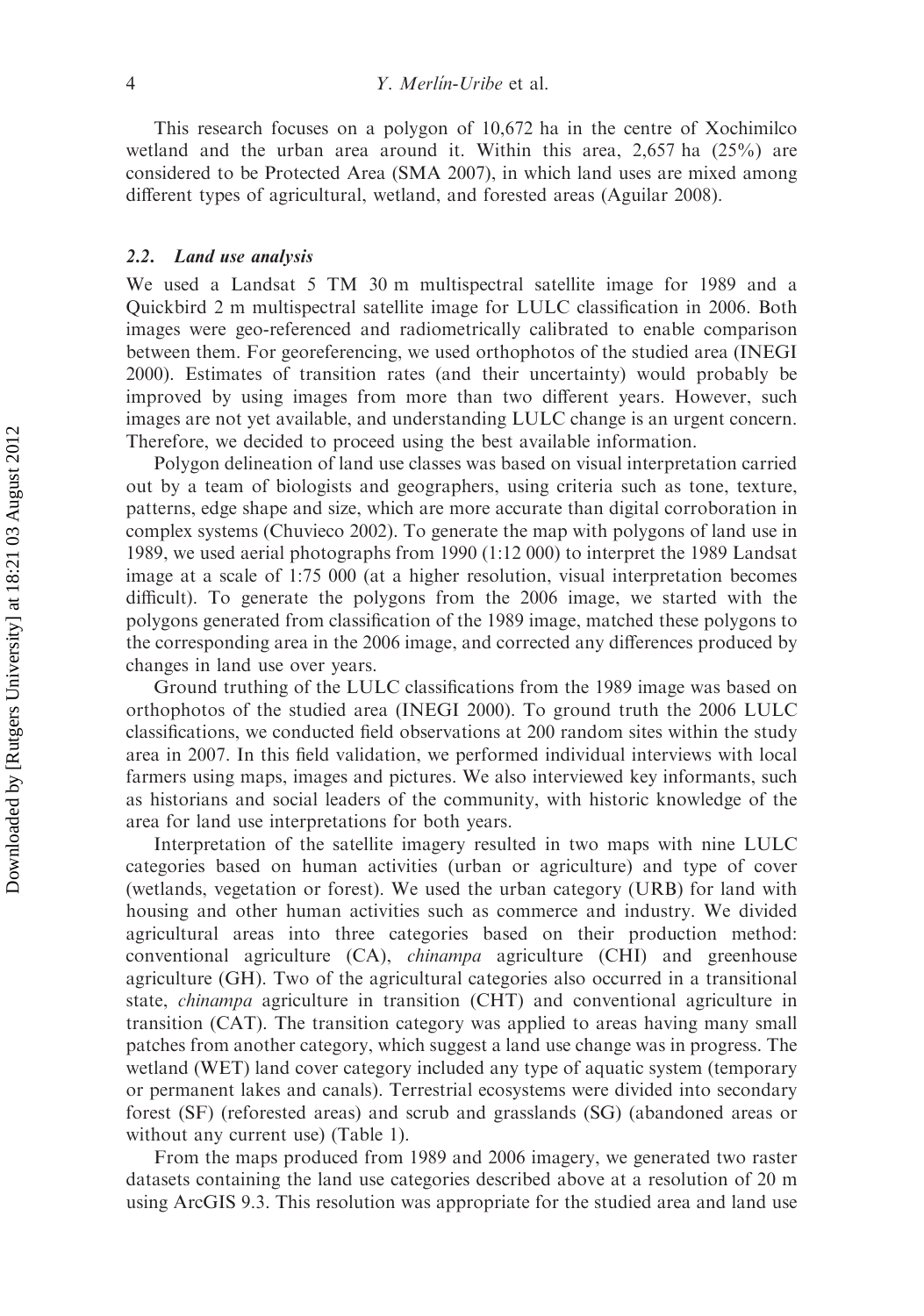This research focuses on a polygon of 10,672 ha in the centre of Xochimilco wetland and the urban area around it. Within this area, 2,657 ha (25%) are considered to be Protected Area (SMA 2007), in which land uses are mixed among different types of agricultural, wetland, and forested areas (Aguilar 2008).

### 2.2. Land use analysis

We used a Landsat 5 TM 30 m multispectral satellite image for 1989 and a Quickbird 2 m multispectral satellite image for LULC classification in 2006. Both images were geo-referenced and radiometrically calibrated to enable comparison between them. For georeferencing, we used orthophotos of the studied area (INEGI 2000). Estimates of transition rates (and their uncertainty) would probably be improved by using images from more than two different years. However, such images are not yet available, and understanding LULC change is an urgent concern. Therefore, we decided to proceed using the best available information.

Polygon delineation of land use classes was based on visual interpretation carried out by a team of biologists and geographers, using criteria such as tone, texture, patterns, edge shape and size, which are more accurate than digital corroboration in complex systems (Chuvieco 2002). To generate the map with polygons of land use in 1989, we used aerial photographs from 1990 (1:12 000) to interpret the 1989 Landsat image at a scale of 1:75 000 (at a higher resolution, visual interpretation becomes difficult). To generate the polygons from the 2006 image, we started with the polygons generated from classification of the 1989 image, matched these polygons to the corresponding area in the 2006 image, and corrected any differences produced by changes in land use over years.

Ground truthing of the LULC classifications from the 1989 image was based on orthophotos of the studied area (INEGI 2000). To ground truth the 2006 LULC classifications, we conducted field observations at 200 random sites within the study area in 2007. In this field validation, we performed individual interviews with local farmers using maps, images and pictures. We also interviewed key informants, such as historians and social leaders of the community, with historic knowledge of the area for land use interpretations for both years.

Interpretation of the satellite imagery resulted in two maps with nine LULC categories based on human activities (urban or agriculture) and type of cover (wetlands, vegetation or forest). We used the urban category (URB) for land with housing and other human activities such as commerce and industry. We divided agricultural areas into three categories based on their production method: conventional agriculture (CA), *chinampa* agriculture (CHI) and greenhouse agriculture (GH). Two of the agricultural categories also occurred in a transitional state, *chinampa* agriculture in transition (CHT) and conventional agriculture in transition (CAT). The transition category was applied to areas having many small patches from another category, which suggest a land use change was in progress. The wetland (WET) land cover category included any type of aquatic system (temporary or permanent lakes and canals). Terrestrial ecosystems were divided into secondary forest (SF) (reforested areas) and scrub and grasslands (SG) (abandoned areas or without any current use) (Table 1).

From the maps produced from 1989 and 2006 imagery, we generated two raster datasets containing the land use categories described above at a resolution of 20 m using ArcGIS 9.3. This resolution was appropriate for the studied area and land use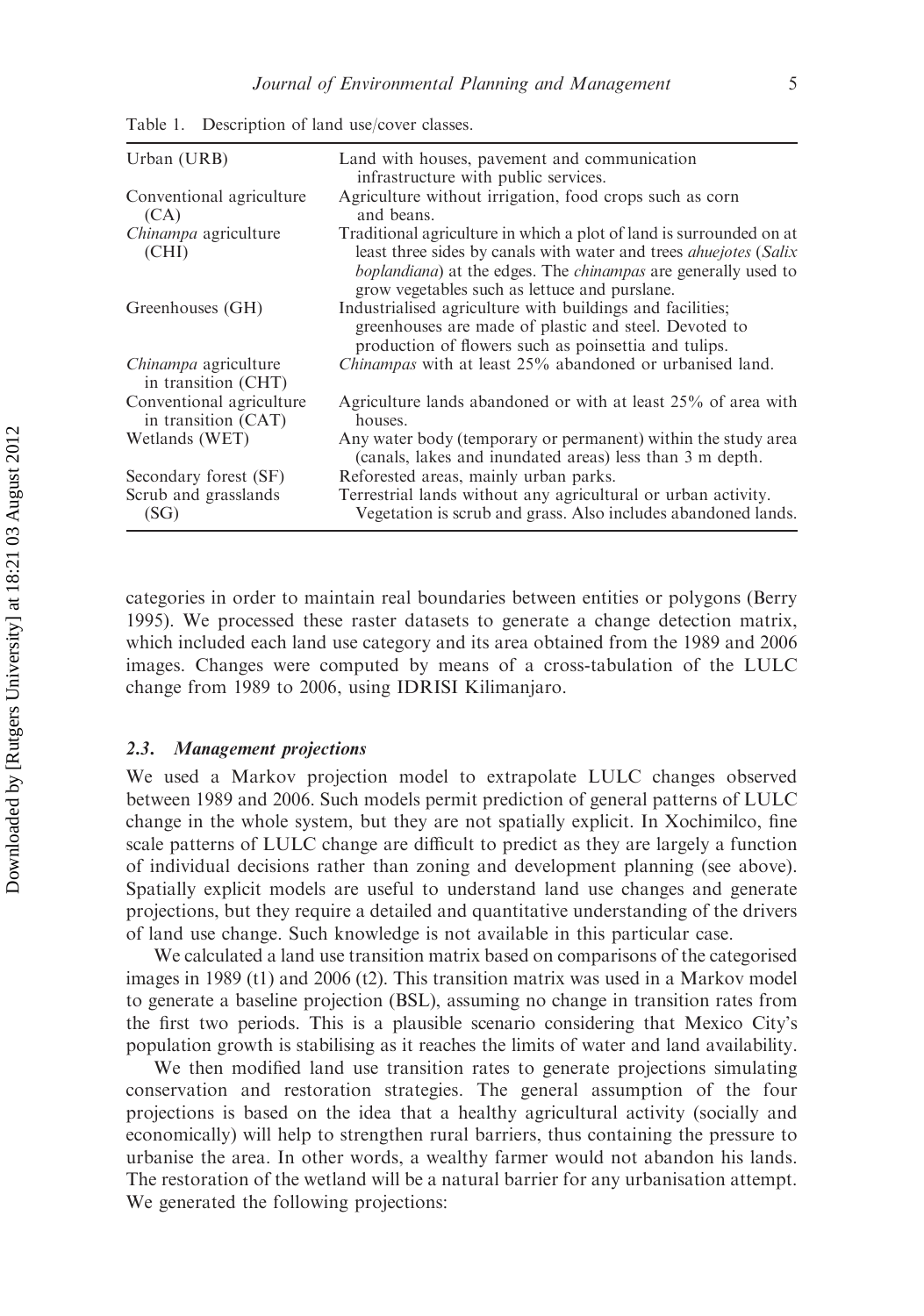Table 1. Description of land use/cover classes.

| | |
|---|---|
| Urban (URB) | Land with houses, pavement and communication infrastructure with public services. |
| Conventional agriculture (CA) | Agriculture without irrigation, food crops such as corn and beans. |
| *Chinampa* agriculture (CHI) | Traditional agriculture in which a plot of land is surrounded on at least three sides by canals with water and trees *ahuejotes* (*Salix boplandiana*) at the edges. The *chinampas* are generally used to grow vegetables such as lettuce and purslane. |
| Greenhouses (GH) | Industrialised agriculture with buildings and facilities; greenhouses are made of plastic and steel. Devoted to production of flowers such as poinsettia and tulips. |
| *Chinampa* agriculture in transition (CHT) | *Chinampas* with at least 25% abandoned or urbanised land. |
| Conventional agriculture in transition (CAT) | Agriculture lands abandoned or with at least 25% of area with houses. |
| Wetlands (WET) | Any water body (temporary or permanent) within the study area (canals, lakes and inundated areas) less than 3 m depth. |
| Secondary forest (SF) | Reforested areas, mainly urban parks. |
| Scrub and grasslands (SG) | Terrestrial lands without any agricultural or urban activity. Vegetation is scrub and grass. Also includes abandoned lands. |

categories in order to maintain real boundaries between entities or polygons (Berry 1995). We processed these raster datasets to generate a change detection matrix, which included each land use category and its area obtained from the 1989 and 2006 images. Changes were computed by means of a cross-tabulation of the LULC change from 1989 to 2006, using IDRISI Kilimanjaro.

### 2.3. *Management projections*

We used a Markov projection model to extrapolate LULC changes observed between 1989 and 2006. Such models permit prediction of general patterns of LULC change in the whole system, but they are not spatially explicit. In Xochimilco, fine scale patterns of LULC change are difficult to predict as they are largely a function of individual decisions rather than zoning and development planning (see above). Spatially explicit models are useful to understand land use changes and generate projections, but they require a detailed and quantitative understanding of the drivers of land use change. Such knowledge is not available in this particular case.

We calculated a land use transition matrix based on comparisons of the categorised images in 1989 (t1) and 2006 (t2). This transition matrix was used in a Markov model to generate a baseline projection (BSL), assuming no change in transition rates from the first two periods. This is a plausible scenario considering that Mexico City's population growth is stabilising as it reaches the limits of water and land availability.

We then modified land use transition rates to generate projections simulating conservation and restoration strategies. The general assumption of the four projections is based on the idea that a healthy agricultural activity (socially and economically) will help to strengthen rural barriers, thus containing the pressure to urbanise the area. In other words, a wealthy farmer would not abandon his lands. The restoration of the wetland will be a natural barrier for any urbanisation attempt. We generated the following projections: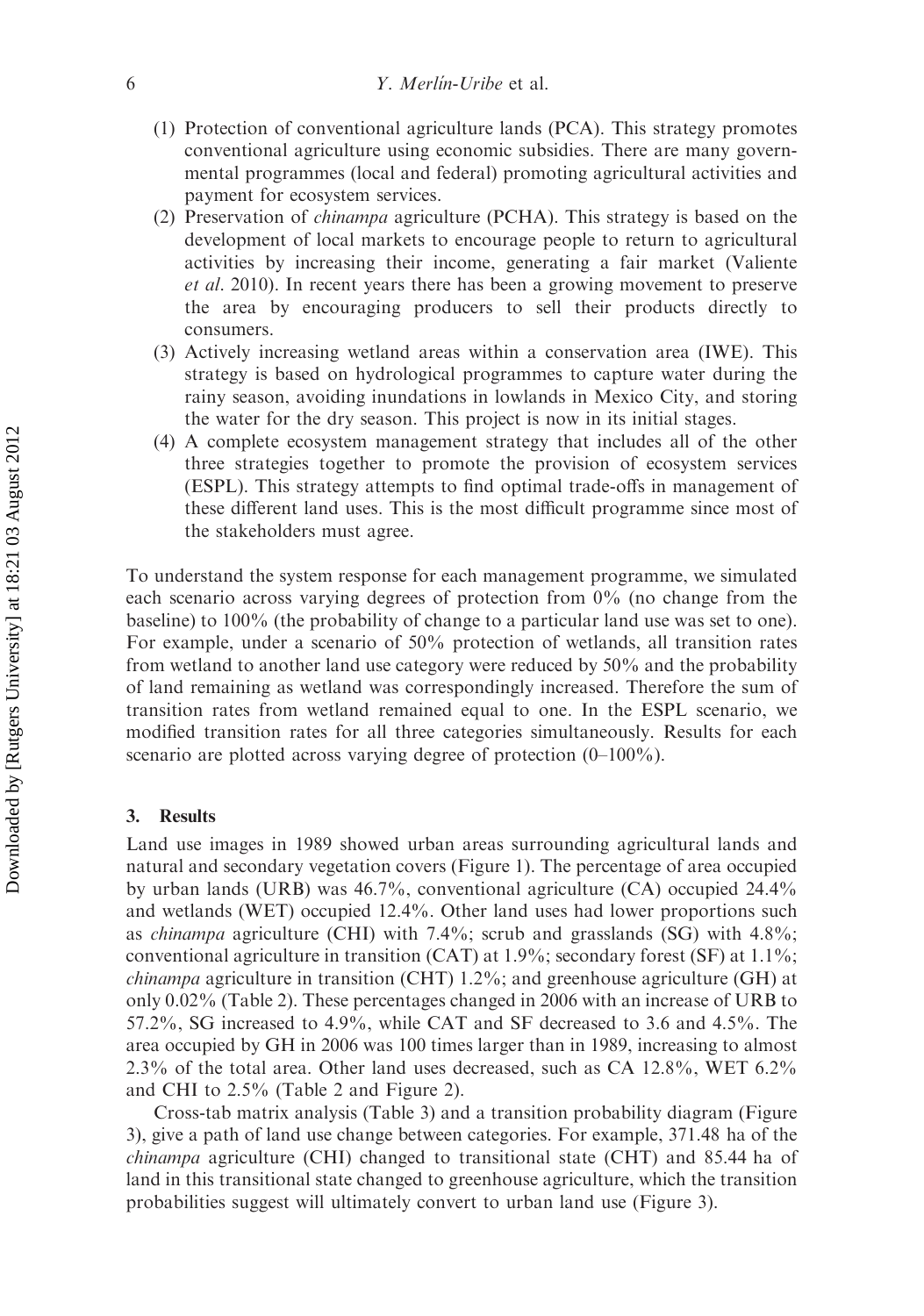(1) Protection of conventional agriculture lands (PCA). This strategy promotes conventional agriculture using economic subsidies. There are many governmental programmes (local and federal) promoting agricultural activities and payment for ecosystem services.
(2) Preservation of *chinampa* agriculture (PCHA). This strategy is based on the development of local markets to encourage people to return to agricultural activities by increasing their income, generating a fair market (Valiente *et al*. 2010). In recent years there has been a growing movement to preserve the area by encouraging producers to sell their products directly to consumers.
(3) Actively increasing wetland areas within a conservation area (IWE). This strategy is based on hydrological programmes to capture water during the rainy season, avoiding inundations in lowlands in Mexico City, and storing the water for the dry season. This project is now in its initial stages.
(4) A complete ecosystem management strategy that includes all of the other three strategies together to promote the provision of ecosystem services (ESPL). This strategy attempts to find optimal trade-offs in management of these different land uses. This is the most difficult programme since most of the stakeholders must agree.

To understand the system response for each management programme, we simulated each scenario across varying degrees of protection from 0% (no change from the baseline) to 100% (the probability of change to a particular land use was set to one). For example, under a scenario of 50% protection of wetlands, all transition rates from wetland to another land use category were reduced by 50% and the probability of land remaining as wetland was correspondingly increased. Therefore the sum of transition rates from wetland remained equal to one. In the ESPL scenario, we modified transition rates for all three categories simultaneously. Results for each scenario are plotted across varying degree of protection (0–100%).

## 3. Results

Land use images in 1989 showed urban areas surrounding agricultural lands and natural and secondary vegetation covers (Figure 1). The percentage of area occupied by urban lands (URB) was 46.7%, conventional agriculture (CA) occupied 24.4% and wetlands (WET) occupied 12.4%. Other land uses had lower proportions such as *chinampa* agriculture (CHI) with 7.4%; scrub and grasslands (SG) with 4.8%; conventional agriculture in transition (CAT) at 1.9%; secondary forest (SF) at 1.1%; *chinampa* agriculture in transition (CHT) 1.2%; and greenhouse agriculture (GH) at only 0.02% (Table 2). These percentages changed in 2006 with an increase of URB to 57.2%, SG increased to 4.9%, while CAT and SF decreased to 3.6 and 4.5%. The area occupied by GH in 2006 was 100 times larger than in 1989, increasing to almost 2.3% of the total area. Other land uses decreased, such as CA 12.8%, WET 6.2% and CHI to 2.5% (Table 2 and Figure 2).

Cross-tab matrix analysis (Table 3) and a transition probability diagram (Figure 3), give a path of land use change between categories. For example, 371.48 ha of the *chinampa* agriculture (CHI) changed to transitional state (CHT) and 85.44 ha of land in this transitional state changed to greenhouse agriculture, which the transition probabilities suggest will ultimately convert to urban land use (Figure 3).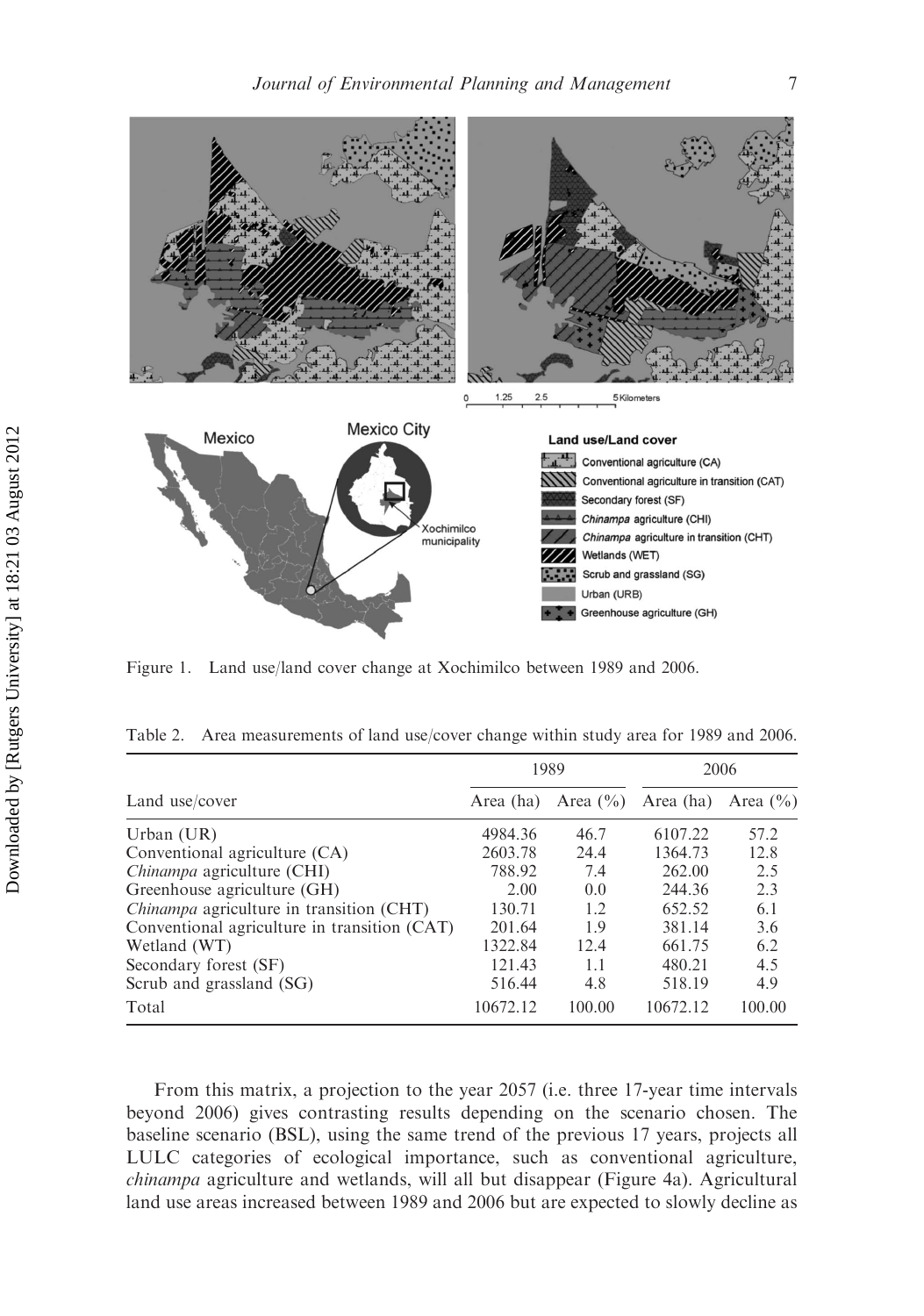Figure 1. Land use/land cover change at Xochimilco between 1989 and 2006.

Table 2. Area measurements of land use/cover change within study area for 1989 and 2006.

| Land use/cover | 1989 | | 2006 | |
|---|---|---|---|---|
| | Area (ha) | Area (%) | Area (ha) | Area (%) |
| Urban (UR) | 4984.36 | 46.7 | 6107.22 | 57.2 |
| Conventional agriculture (CA) | 2603.78 | 24.4 | 1364.73 | 12.8 |
| *Chinampa* agriculture (CHI) | 788.92 | 7.4 | 262.00 | 2.5 |
| Greenhouse agriculture (GH) | 2.00 | 0.0 | 244.36 | 2.3 |
| *Chinampa* agriculture in transition (CHT) | 130.71 | 1.2 | 652.52 | 6.1 |
| Conventional agriculture in transition (CAT) | 201.64 | 1.9 | 381.14 | 3.6 |
| Wetland (WT) | 1322.84 | 12.4 | 661.75 | 6.2 |
| Secondary forest (SF) | 121.43 | 1.1 | 480.21 | 4.5 |
| Scrub and grassland (SG) | 516.44 | 4.8 | 518.19 | 4.9 |
| Total | 10672.12 | 100.00 | 10672.12 | 100.00 |

From this matrix, a projection to the year 2057 (i.e. three 17-year time intervals beyond 2006) gives contrasting results depending on the scenario chosen. The baseline scenario (BSL), using the same trend of the previous 17 years, projects all LULC categories of ecological importance, such as conventional agriculture, *chinampa* agriculture and wetlands, will all but disappear (Figure 4a). Agricultural land use areas increased between 1989 and 2006 but are expected to slowly decline as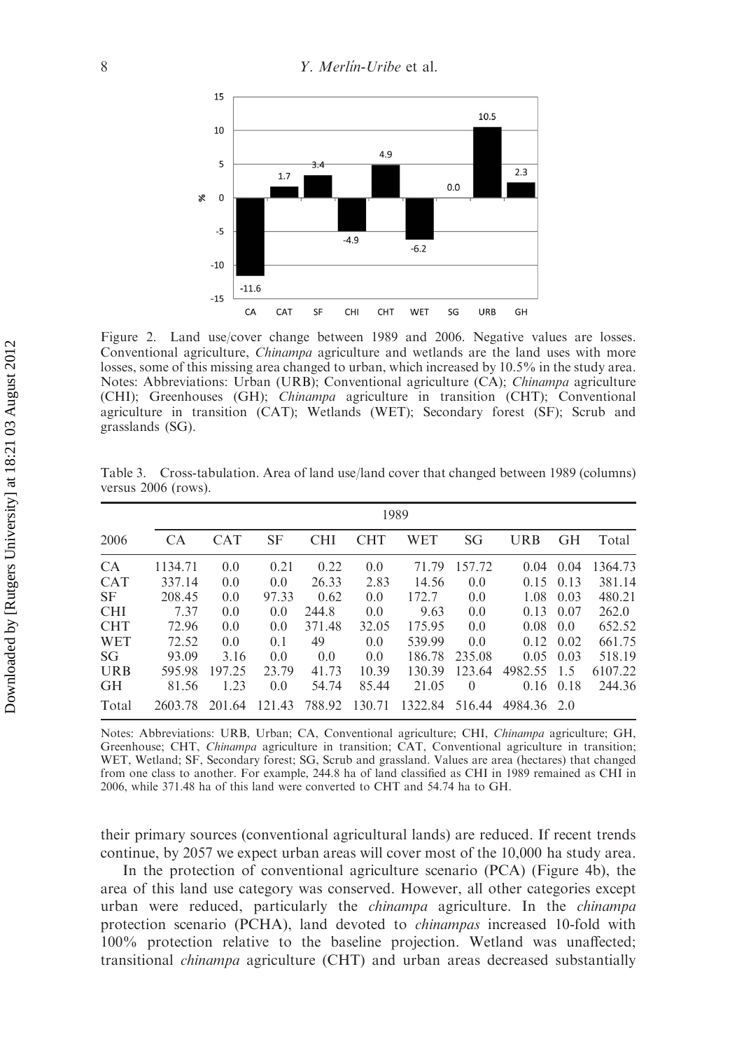Figure 2. Land use/cover change between 1989 and 2006. Negative values are losses. Conventional agriculture, *Chinampa* agriculture and wetlands are the land uses with more losses, some of this missing area changed to urban, which increased by 10.5% in the study area. Notes: Abbreviations: Urban (URB); Conventional agriculture (CA); *Chinampa* agriculture (CHI); Greenhouses (GH); *Chinampa* agriculture in transition (CHT); Conventional agriculture in transition (CAT); Wetlands (WET); Secondary forest (SF); Scrub and grasslands (SG).

Table 3. Cross-tabulation. Area of land use/land cover that changed between 1989 (columns) versus 2006 (rows).

| | 1989 | | | | | | | | | |
|---|---|---|---|---|---|---|---|---|---|---|
| 2006 | CA | CAT | SF | CHI | CHT | WET | SG | URB | GH | Total |
| CA | 1134.71 | 0.0 | 0.21 | 0.22 | 0.0 | 71.79 | 157.72 | 0.04 | 0.04 | 1364.73 |
| CAT | 337.14 | 0.0 | 0.0 | 26.33 | 2.83 | 14.56 | 0.0 | 0.15 | 0.13 | 381.14 |
| SF | 208.45 | 0.0 | 97.33 | 0.62 | 0.0 | 172.7 | 0.0 | 1.08 | 0.03 | 480.21 |
| CHI | 7.37 | 0.0 | 0.0 | 244.8 | 0.0 | 9.63 | 0.0 | 0.13 | 0.07 | 262.0 |
| CHT | 72.96 | 0.0 | 0.0 | 371.48 | 32.05 | 175.95 | 0.0 | 0.08 | 0.0 | 652.52 |
| WET | 72.52 | 0.0 | 0.1 | 49 | 0.0 | 539.99 | 0.0 | 0.12 | 0.02 | 661.75 |
| SG | 93.09 | 3.16 | 0.0 | 0.0 | 0.0 | 186.78 | 235.08 | 0.05 | 0.03 | 518.19 |
| URB | 595.98 | 197.25 | 23.79 | 41.73 | 10.39 | 130.39 | 123.64 | 4982.55 | 1.5 | 6107.22 |
| GH | 81.56 | 1.23 | 0.0 | 54.74 | 85.44 | 21.05 | 0 | 0.16 | 0.18 | 244.36 |
| Total | 2603.78 | 201.64 | 121.43 | 788.92 | 130.71 | 1322.84 | 516.44 | 4984.36 | 2.0 | |

Notes: Abbreviations: URB, Urban; CA, Conventional agriculture; CHI, *Chinampa* agriculture; GH, Greenhouse; CHT, *Chinampa* agriculture in transition; CAT, Conventional agriculture in transition; WET, Wetland; SF, Secondary forest; SG, Scrub and grassland. Values are area (hectares) that changed from one class to another. For example, 244.8 ha of land classified as CHI in 1989 remained as CHI in 2006, while 371.48 ha of this land were converted to CHT and 54.74 ha to GH.

their primary sources (conventional agricultural lands) are reduced. If recent trends continue, by 2057 we expect urban areas will cover most of the 10,000 ha study area.

In the protection of conventional agriculture scenario (PCA) (Figure 4b), the area of this land use category was conserved. However, all other categories except urban were reduced, particularly the *chinampa* agriculture. In the *chinampa* protection scenario (PCHA), land devoted to *chinampas* increased 10-fold with 100% protection relative to the baseline projection. Wetland was unaffected; transitional *chinampa* agriculture (CHT) and urban areas decreased substantially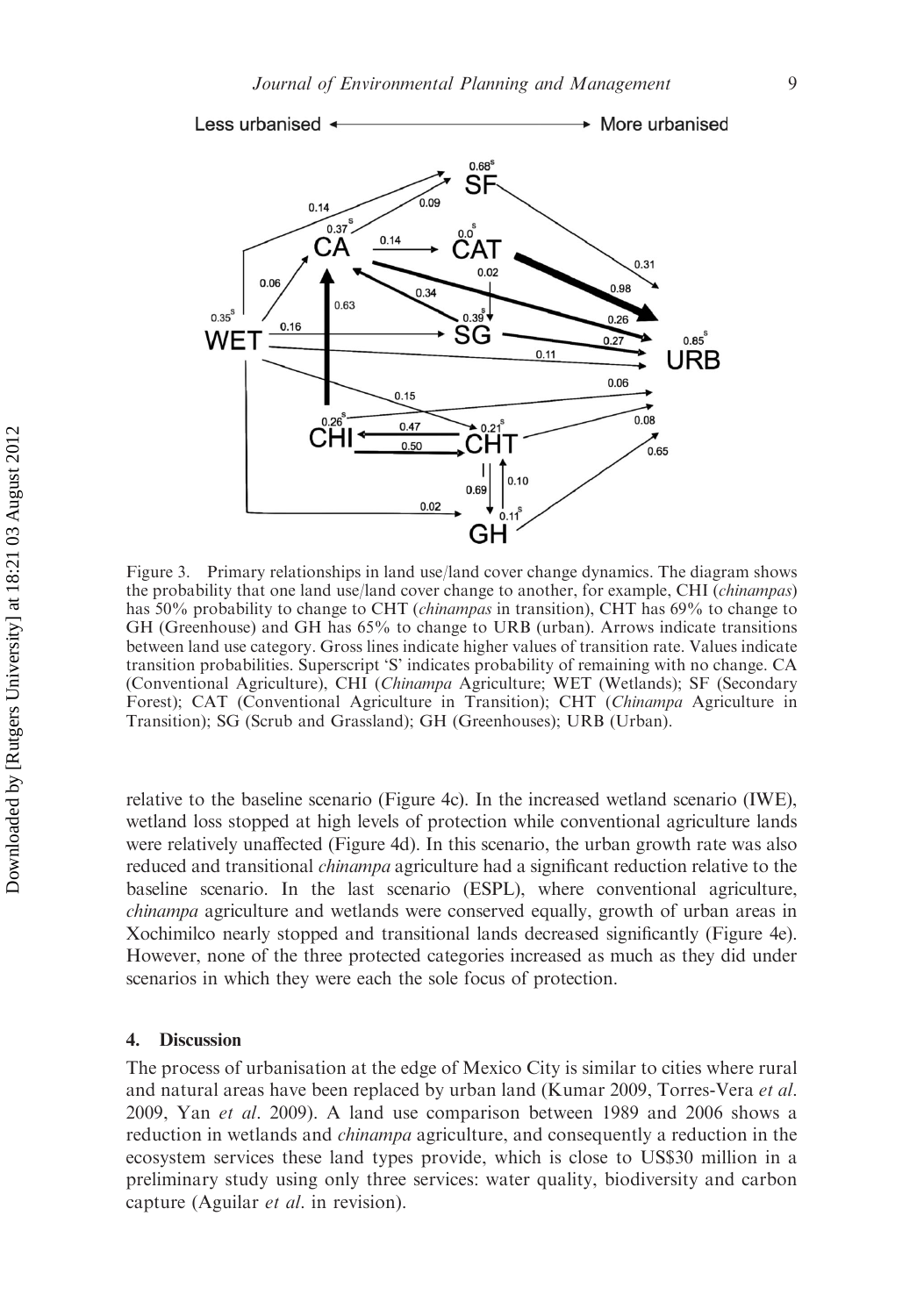Figure 3. Primary relationships in land use/land cover change dynamics. The diagram shows the probability that one land use/land cover change to another, for example, CHI (*chinampas*) has 50% probability to change to CHT (*chinampas* in transition), CHT has 69% to change to GH (Greenhouse) and GH has 65% to change to URB (urban). Arrows indicate transitions between land use category. Gross lines indicate higher values of transition rate. Values indicate transition probabilities. Superscript 'S' indicates probability of remaining with no change. CA (Conventional Agriculture), CHI (*Chinampa* Agriculture; WET (Wetlands); SF (Secondary Forest); CAT (Conventional Agriculture in Transition); CHT (*Chinampa* Agriculture in Transition); SG (Scrub and Grassland); GH (Greenhouses); URB (Urban).

relative to the baseline scenario (Figure 4c). In the increased wetland scenario (IWE), wetland loss stopped at high levels of protection while conventional agriculture lands were relatively unaffected (Figure 4d). In this scenario, the urban growth rate was also reduced and transitional *chinampa* agriculture had a significant reduction relative to the baseline scenario. In the last scenario (ESPL), where conventional agriculture, *chinampa* agriculture and wetlands were conserved equally, growth of urban areas in Xochimilco nearly stopped and transitional lands decreased significantly (Figure 4e). However, none of the three protected categories increased as much as they did under scenarios in which they were each the sole focus of protection.

## 4. Discussion

The process of urbanisation at the edge of Mexico City is similar to cities where rural and natural areas have been replaced by urban land (Kumar 2009, Torres-Vera *et al.* 2009, Yan *et al.* 2009). A land use comparison between 1989 and 2006 shows a reduction in wetlands and *chinampa* agriculture, and consequently a reduction in the ecosystem services these land types provide, which is close to US$30 million in a preliminary study using only three services: water quality, biodiversity and carbon capture (Aguilar *et al.* in revision).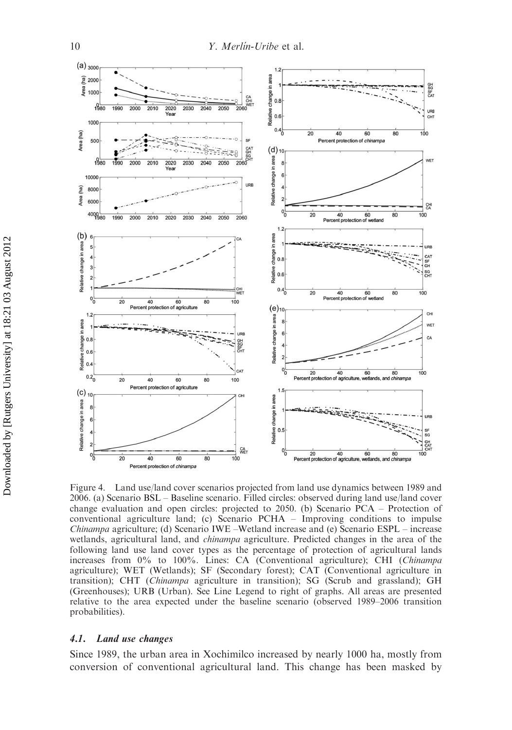Figure 4. Land use/land cover scenarios projected from land use dynamics between 1989 and 2006. (a) Scenario BSL – Baseline scenario. Filled circles: observed during land use/land cover change evaluation and open circles: projected to 2050. (b) Scenario PCA – Protection of conventional agriculture land; (c) Scenario PCHA – Improving conditions to impulse *Chinampa* agriculture; (d) Scenario IWE –Wetland increase and (e) Scenario ESPL – increase wetlands, agricultural land, and *chinampa* agriculture. Predicted changes in the area of the following land use land cover types as the percentage of protection of agricultural lands increases from 0% to 100%. Lines: CA (Conventional agriculture); CHI (*Chinampa* agriculture); WET (Wetlands); SF (Secondary forest); CAT (Conventional agriculture in transition); CHT (*Chinampa* agriculture in transition); SG (Scrub and grassland); GH (Greenhouses); URB (Urban). See Line Legend to right of graphs. All areas are presented relative to the area expected under the baseline scenario (observed 1989–2006 transition probabilities).

### 4.1. Land use changes

Since 1989, the urban area in Xochimilco increased by nearly 1000 ha, mostly from conversion of conventional agricultural land. This change has been masked by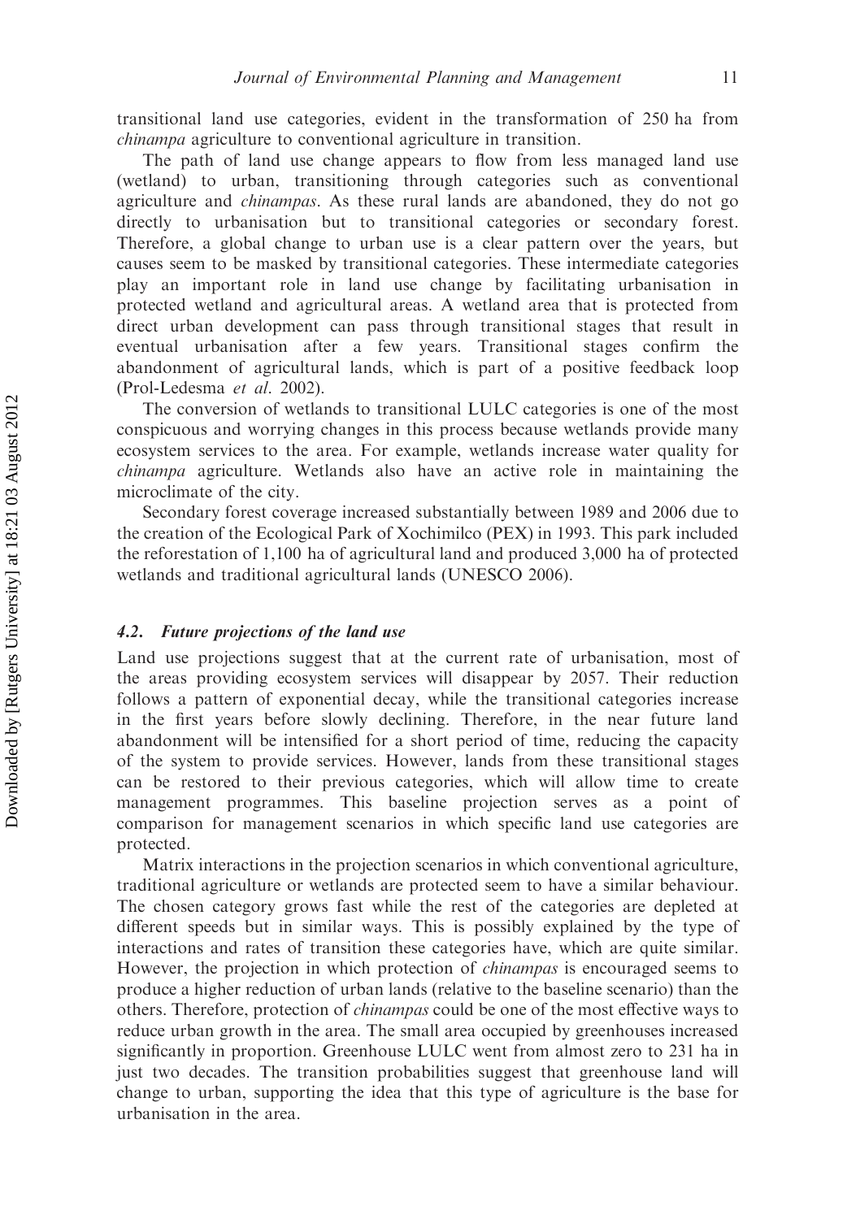transitional land use categories, evident in the transformation of 250 ha from *chinampa* agriculture to conventional agriculture in transition.

The path of land use change appears to flow from less managed land use (wetland) to urban, transitioning through categories such as conventional agriculture and *chinampas*. As these rural lands are abandoned, they do not go directly to urbanisation but to transitional categories or secondary forest. Therefore, a global change to urban use is a clear pattern over the years, but causes seem to be masked by transitional categories. These intermediate categories play an important role in land use change by facilitating urbanisation in protected wetland and agricultural areas. A wetland area that is protected from direct urban development can pass through transitional stages that result in eventual urbanisation after a few years. Transitional stages confirm the abandonment of agricultural lands, which is part of a positive feedback loop (Prol-Ledesma *et al.* 2002).

The conversion of wetlands to transitional LULC categories is one of the most conspicuous and worrying changes in this process because wetlands provide many ecosystem services to the area. For example, wetlands increase water quality for *chinampa* agriculture. Wetlands also have an active role in maintaining the microclimate of the city.

Secondary forest coverage increased substantially between 1989 and 2006 due to the creation of the Ecological Park of Xochimilco (PEX) in 1993. This park included the reforestation of 1,100 ha of agricultural land and produced 3,000 ha of protected wetlands and traditional agricultural lands (UNESCO 2006).

### 4.2. Future projections of the land use

Land use projections suggest that at the current rate of urbanisation, most of the areas providing ecosystem services will disappear by 2057. Their reduction follows a pattern of exponential decay, while the transitional categories increase in the first years before slowly declining. Therefore, in the near future land abandonment will be intensified for a short period of time, reducing the capacity of the system to provide services. However, lands from these transitional stages can be restored to their previous categories, which will allow time to create management programmes. This baseline projection serves as a point of comparison for management scenarios in which specific land use categories are protected.

Matrix interactions in the projection scenarios in which conventional agriculture, traditional agriculture or wetlands are protected seem to have a similar behaviour. The chosen category grows fast while the rest of the categories are depleted at different speeds but in similar ways. This is possibly explained by the type of interactions and rates of transition these categories have, which are quite similar. However, the projection in which protection of *chinampas* is encouraged seems to produce a higher reduction of urban lands (relative to the baseline scenario) than the others. Therefore, protection of *chinampas* could be one of the most effective ways to reduce urban growth in the area. The small area occupied by greenhouses increased significantly in proportion. Greenhouse LULC went from almost zero to 231 ha in just two decades. The transition probabilities suggest that greenhouse land will change to urban, supporting the idea that this type of agriculture is the base for urbanisation in the area.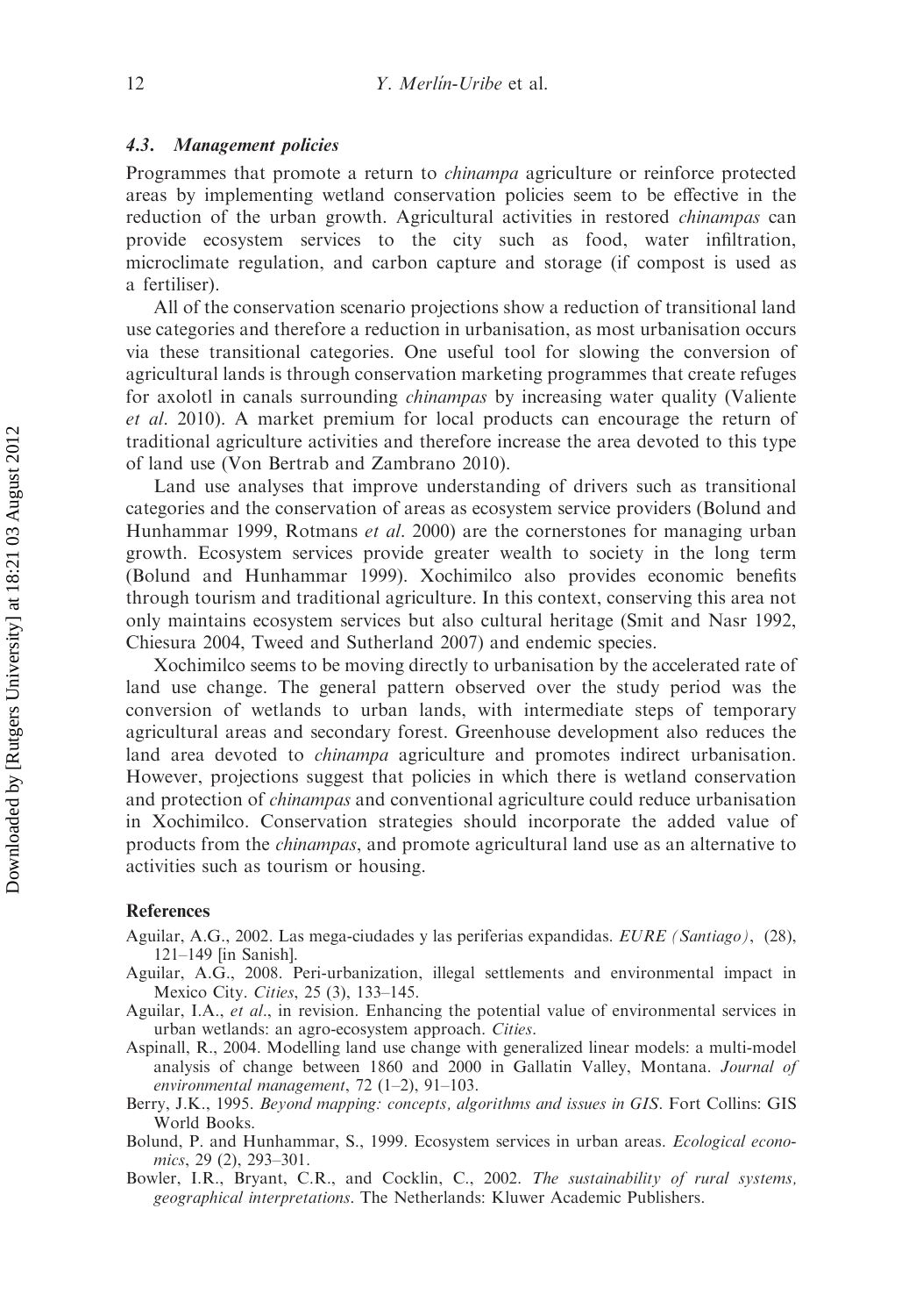### 4.3. Management policies

Programmes that promote a return to *chinampa* agriculture or reinforce protected areas by implementing wetland conservation policies seem to be effective in the reduction of the urban growth. Agricultural activities in restored *chinampas* can provide ecosystem services to the city such as food, water infiltration, microclimate regulation, and carbon capture and storage (if compost is used as a fertiliser).

All of the conservation scenario projections show a reduction of transitional land use categories and therefore a reduction in urbanisation, as most urbanisation occurs via these transitional categories. One useful tool for slowing the conversion of agricultural lands is through conservation marketing programmes that create refuges for axolotl in canals surrounding *chinampas* by increasing water quality (Valiente *et al*. 2010). A market premium for local products can encourage the return of traditional agriculture activities and therefore increase the area devoted to this type of land use (Von Bertrab and Zambrano 2010).

Land use analyses that improve understanding of drivers such as transitional categories and the conservation of areas as ecosystem service providers (Bolund and Hunhammar 1999, Rotmans *et al*. 2000) are the cornerstones for managing urban growth. Ecosystem services provide greater wealth to society in the long term (Bolund and Hunhammar 1999). Xochimilco also provides economic benefits through tourism and traditional agriculture. In this context, conserving this area not only maintains ecosystem services but also cultural heritage (Smit and Nasr 1992, Chiesura 2004, Tweed and Sutherland 2007) and endemic species.

Xochimilco seems to be moving directly to urbanisation by the accelerated rate of land use change. The general pattern observed over the study period was the conversion of wetlands to urban lands, with intermediate steps of temporary agricultural areas and secondary forest. Greenhouse development also reduces the land area devoted to *chinampa* agriculture and promotes indirect urbanisation. However, projections suggest that policies in which there is wetland conservation and protection of *chinampas* and conventional agriculture could reduce urbanisation in Xochimilco. Conservation strategies should incorporate the added value of products from the *chinampas*, and promote agricultural land use as an alternative to activities such as tourism or housing.

## References

Aguilar, A.G., 2002. Las mega-ciudades y las periferias expandidas. *EURE (Santiago)*, (28), 121–149 [in Sanish].

Aguilar, A.G., 2008. Peri-urbanization, illegal settlements and environmental impact in Mexico City. *Cities*, 25 (3), 133–145.

Aguilar, I.A., *et al*., in revision. Enhancing the potential value of environmental services in urban wetlands: an agro-ecosystem approach. *Cities*.

Aspinall, R., 2004. Modelling land use change with generalized linear models: a multi-model analysis of change between 1860 and 2000 in Gallatin Valley, Montana. *Journal of environmental management*, 72 (1–2), 91–103.

Berry, J.K., 1995. *Beyond mapping: concepts, algorithms and issues in GIS*. Fort Collins: GIS World Books.

Bolund, P. and Hunhammar, S., 1999. Ecosystem services in urban areas. *Ecological economics*, 29 (2), 293–301.

Bowler, I.R., Bryant, C.R., and Cocklin, C., 2002. *The sustainability of rural systems, geographical interpretations*. The Netherlands: Kluwer Academic Publishers.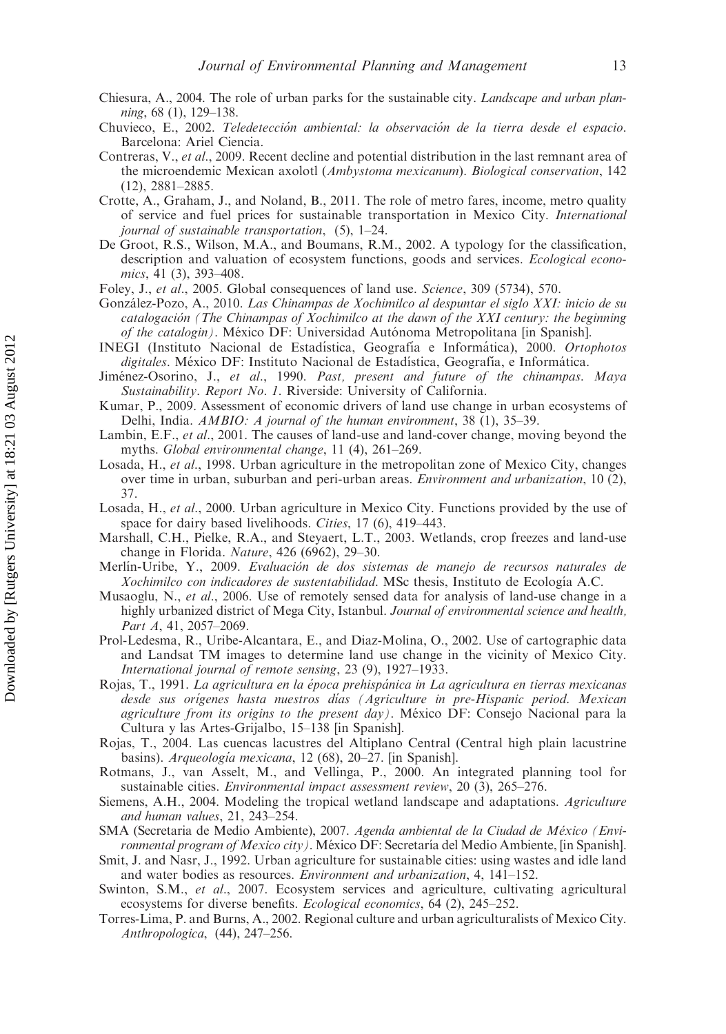Chiesura, A., 2004. The role of urban parks for the sustainable city. *Landscape and urban planning*, 68 (1), 129–138.

Chuvieco, E., 2002. *Teledetección ambiental: la observación de la tierra desde el espacio*. Barcelona: Ariel Ciencia.

Contreras, V., *et al*., 2009. Recent decline and potential distribution in the last remnant area of the microendemic Mexican axolotl (*Ambystoma mexicanum*). *Biological conservation*, 142 (12), 2881–2885.

Crotte, A., Graham, J., and Noland, B., 2011. The role of metro fares, income, metro quality of service and fuel prices for sustainable transportation in Mexico City. *International journal of sustainable transportation*, (5), 1–24.

De Groot, R.S., Wilson, M.A., and Boumans, R.M., 2002. A typology for the classification, description and valuation of ecosystem functions, goods and services. *Ecological economics*, 41 (3), 393–408.

Foley, J., *et al*., 2005. Global consequences of land use. *Science*, 309 (5734), 570.

González-Pozo, A., 2010. *Las Chinampas de Xochimilco al despuntar el siglo XXI: inicio de su catalogación (The Chinampas of Xochimilco at the dawn of the XXI century: the beginning of the catalogin)*. México DF: Universidad Autónoma Metropolitana [in Spanish].

INEGI (Instituto Nacional de Estadística, Geografía e Informática), 2000. *Ortophotos digitales*. México DF: Instituto Nacional de Estadística, Geografía, e Informática.

Jiménez-Osorino, J., *et al*., 1990. *Past, present and future of the chinampas. Maya Sustainability. Report No. 1*. Riverside: University of California.

Kumar, P., 2009. Assessment of economic drivers of land use change in urban ecosystems of Delhi, India. *AMBIO: A journal of the human environment*, 38 (1), 35–39.

Lambin, E.F., *et al*., 2001. The causes of land-use and land-cover change, moving beyond the myths. *Global environmental change*, 11 (4), 261–269.

Losada, H., *et al*., 1998. Urban agriculture in the metropolitan zone of Mexico City, changes over time in urban, suburban and peri-urban areas. *Environment and urbanization*, 10 (2), 37.

Losada, H., *et al*., 2000. Urban agriculture in Mexico City. Functions provided by the use of space for dairy based livelihoods. *Cities*, 17 (6), 419–443.

Marshall, C.H., Pielke, R.A., and Steyaert, L.T., 2003. Wetlands, crop freezes and land-use change in Florida. *Nature*, 426 (6962), 29–30.

Merlín-Uribe, Y., 2009. *Evaluación de dos sistemas de manejo de recursos naturales de Xochimilco con indicadores de sustentabilidad*. MSc thesis, Instituto de Ecología A.C.

Musaoglu, N., *et al*., 2006. Use of remotely sensed data for analysis of land-use change in a highly urbanized district of Mega City, Istanbul. *Journal of environmental science and health, Part A*, 41, 2057–2069.

Prol-Ledesma, R., Uribe-Alcantara, E., and Diaz-Molina, O., 2002. Use of cartographic data and Landsat TM images to determine land use change in the vicinity of Mexico City. *International journal of remote sensing*, 23 (9), 1927–1933.

Rojas, T., 1991. *La agricultura en la época prehispánica in La agricultura en tierras mexicanas desde sus orígenes hasta nuestros días (Agriculture in pre-Hispanic period. Mexican agriculture from its origins to the present day)*. México DF: Consejo Nacional para la Cultura y las Artes-Grijalbo, 15–138 [in Spanish].

Rojas, T., 2004. Las cuencas lacustres del Altiplano Central (Central high plain lacustrine basins). *Arqueología mexicana*, 12 (68), 20–27. [in Spanish].

Rotmans, J., van Asselt, M., and Vellinga, P., 2000. An integrated planning tool for sustainable cities. *Environmental impact assessment review*, 20 (3), 265–276.

Siemens, A.H., 2004. Modeling the tropical wetland landscape and adaptations. *Agriculture and human values*, 21, 243–254.

SMA (Secretaria de Medio Ambiente), 2007. *Agenda ambiental de la Ciudad de México (Environmental program of Mexico city)*. México DF: Secretaría del Medio Ambiente, [in Spanish].

Smit, J. and Nasr, J., 1992. Urban agriculture for sustainable cities: using wastes and idle land and water bodies as resources. *Environment and urbanization*, 4, 141–152.

Swinton, S.M., *et al*., 2007. Ecosystem services and agriculture, cultivating agricultural ecosystems for diverse benefits. *Ecological economics*, 64 (2), 245–252.

Torres-Lima, P. and Burns, A., 2002. Regional culture and urban agriculturalists of Mexico City. *Anthropologica*, (44), 247–256.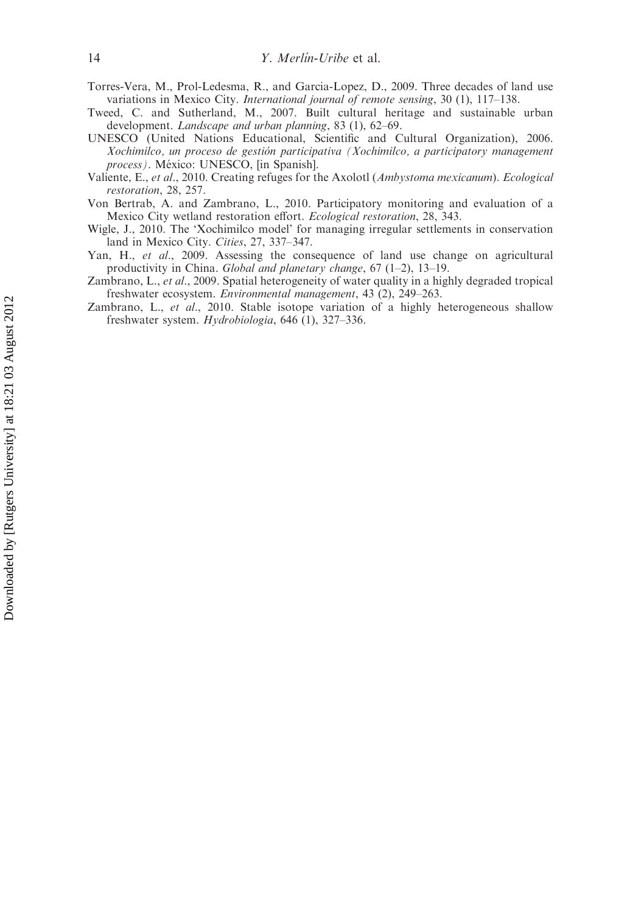Torres-Vera, M., Prol-Ledesma, R., and Garcia-Lopez, D., 2009. Three decades of land use variations in Mexico City. *International journal of remote sensing*, 30 (1), 117–138.

Tweed, C. and Sutherland, M., 2007. Built cultural heritage and sustainable urban development. *Landscape and urban planning*, 83 (1), 62–69.

UNESCO (United Nations Educational, Scientific and Cultural Organization), 2006. *Xochimilco, un proceso de gestión participativa (Xochimilco, a participatory management process)*. México: UNESCO, [in Spanish].

Valiente, E., *et al*., 2010. Creating refuges for the Axolotl (*Ambystoma mexicanum*). *Ecological restoration*, 28, 257.

Von Bertrab, A. and Zambrano, L., 2010. Participatory monitoring and evaluation of a Mexico City wetland restoration effort. *Ecological restoration*, 28, 343.

Wigle, J., 2010. The 'Xochimilco model' for managing irregular settlements in conservation land in Mexico City. *Cities*, 27, 337–347.

Yan, H., *et al*., 2009. Assessing the consequence of land use change on agricultural productivity in China. *Global and planetary change*, 67 (1–2), 13–19.

Zambrano, L., *et al*., 2009. Spatial heterogeneity of water quality in a highly degraded tropical freshwater ecosystem. *Environmental management*, 43 (2), 249–263.

Zambrano, L., *et al*., 2010. Stable isotope variation of a highly heterogeneous shallow freshwater system. *Hydrobiologia*, 646 (1), 327–336.